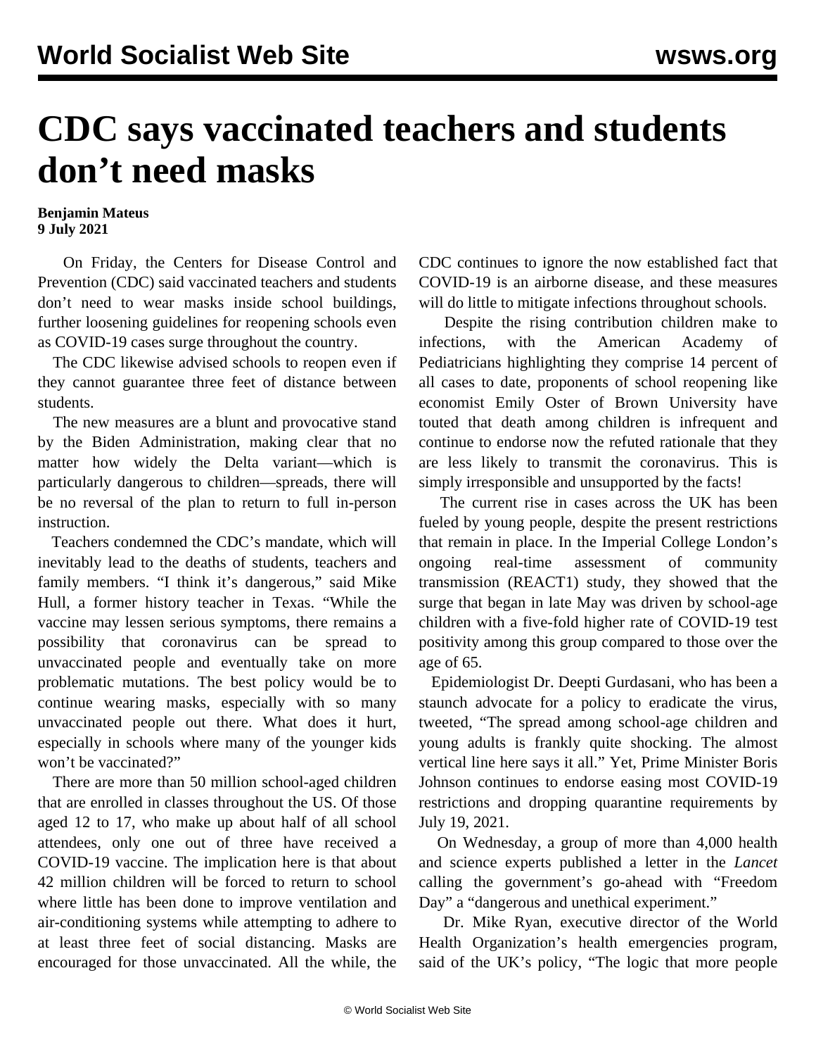# CDC says vaccinated teachers and students don't need masks

**Benjamin Mateus**
**9 July 2021**

On Friday, the Centers for Disease Control and Prevention (CDC) said vaccinated teachers and students don't need to wear masks inside school buildings, further loosening guidelines for reopening schools even as COVID-19 cases surge throughout the country.

The CDC likewise advised schools to reopen even if they cannot guarantee three feet of distance between students.

The new measures are a blunt and provocative stand by the Biden Administration, making clear that no matter how widely the Delta variant—which is particularly dangerous to children—spreads, there will be no reversal of the plan to return to full in-person instruction.

Teachers condemned the CDC's mandate, which will inevitably lead to the deaths of students, teachers and family members. "I think it's dangerous," said Mike Hull, a former history teacher in Texas. "While the vaccine may lessen serious symptoms, there remains a possibility that coronavirus can be spread to unvaccinated people and eventually take on more problematic mutations. The best policy would be to continue wearing masks, especially with so many unvaccinated people out there. What does it hurt, especially in schools where many of the younger kids won't be vaccinated?"

There are more than 50 million school-aged children that are enrolled in classes throughout the US. Of those aged 12 to 17, who make up about half of all school attendees, only one out of three have received a COVID-19 vaccine. The implication here is that about 42 million children will be forced to return to school where little has been done to improve ventilation and air-conditioning systems while attempting to adhere to at least three feet of social distancing. Masks are encouraged for those unvaccinated. All the while, the CDC continues to ignore the now established fact that COVID-19 is an airborne disease, and these measures will do little to mitigate infections throughout schools.

Despite the rising contribution children make to infections, with the American Academy of Pediatricians highlighting they comprise 14 percent of all cases to date, proponents of school reopening like economist Emily Oster of Brown University have touted that death among children is infrequent and continue to endorse now the refuted rationale that they are less likely to transmit the coronavirus. This is simply irresponsible and unsupported by the facts!

The current rise in cases across the UK has been fueled by young people, despite the present restrictions that remain in place. In the Imperial College London's ongoing real-time assessment of community transmission (REACT1) study, they showed that the surge that began in late May was driven by school-age children with a five-fold higher rate of COVID-19 test positivity among this group compared to those over the age of 65.

Epidemiologist Dr. Deepti Gurdasani, who has been a staunch advocate for a policy to eradicate the virus, tweeted, "The spread among school-age children and young adults is frankly quite shocking. The almost vertical line here says it all." Yet, Prime Minister Boris Johnson continues to endorse easing most COVID-19 restrictions and dropping quarantine requirements by July 19, 2021.

On Wednesday, a group of more than 4,000 health and science experts published a letter in the *Lancet* calling the government's go-ahead with "Freedom Day" a "dangerous and unethical experiment."

Dr. Mike Ryan, executive director of the World Health Organization's health emergencies program, said of the UK's policy, "The logic that more people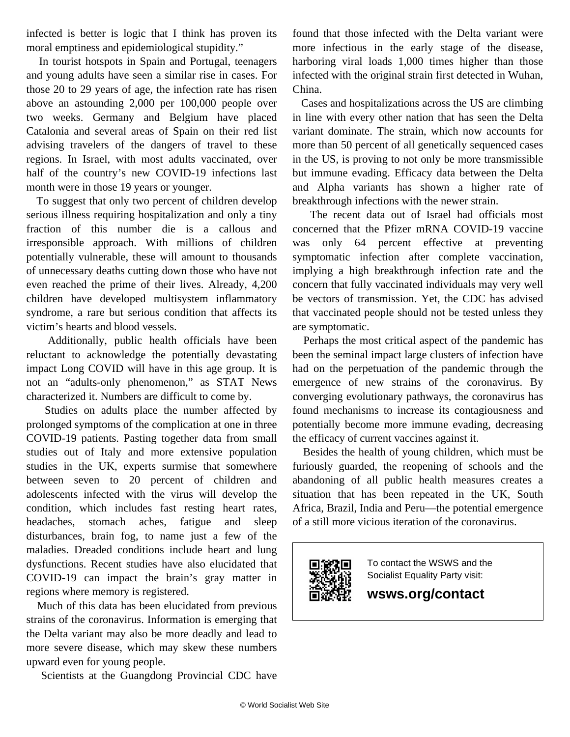infected is better is logic that I think has proven its moral emptiness and epidemiological stupidity."

In tourist hotspots in Spain and Portugal, teenagers and young adults have seen a similar rise in cases. For those 20 to 29 years of age, the infection rate has risen above an astounding 2,000 per 100,000 people over two weeks. Germany and Belgium have placed Catalonia and several areas of Spain on their red list advising travelers of the dangers of travel to these regions. In Israel, with most adults vaccinated, over half of the country's new COVID-19 infections last month were in those 19 years or younger.

To suggest that only two percent of children develop serious illness requiring hospitalization and only a tiny fraction of this number die is a callous and irresponsible approach. With millions of children potentially vulnerable, these will amount to thousands of unnecessary deaths cutting down those who have not even reached the prime of their lives. Already, 4,200 children have developed multisystem inflammatory syndrome, a rare but serious condition that affects its victim's hearts and blood vessels.

Additionally, public health officials have been reluctant to acknowledge the potentially devastating impact Long COVID will have in this age group. It is not an "adults-only phenomenon," as STAT News characterized it. Numbers are difficult to come by.

Studies on adults place the number affected by prolonged symptoms of the complication at one in three COVID-19 patients. Pasting together data from small studies out of Italy and more extensive population studies in the UK, experts surmise that somewhere between seven to 20 percent of children and adolescents infected with the virus will develop the condition, which includes fast resting heart rates, headaches, stomach aches, fatigue and sleep disturbances, brain fog, to name just a few of the maladies. Dreaded conditions include heart and lung dysfunctions. Recent studies have also elucidated that COVID-19 can impact the brain's gray matter in regions where memory is registered.

Much of this data has been elucidated from previous strains of the coronavirus. Information is emerging that the Delta variant may also be more deadly and lead to more severe disease, which may skew these numbers upward even for young people.

Scientists at the Guangdong Provincial CDC have found that those infected with the Delta variant were more infectious in the early stage of the disease, harboring viral loads 1,000 times higher than those infected with the original strain first detected in Wuhan, China.

Cases and hospitalizations across the US are climbing in line with every other nation that has seen the Delta variant dominate. The strain, which now accounts for more than 50 percent of all genetically sequenced cases in the US, is proving to not only be more transmissible but immune evading. Efficacy data between the Delta and Alpha variants has shown a higher rate of breakthrough infections with the newer strain.

The recent data out of Israel had officials most concerned that the Pfizer mRNA COVID-19 vaccine was only 64 percent effective at preventing symptomatic infection after complete vaccination, implying a high breakthrough infection rate and the concern that fully vaccinated individuals may very well be vectors of transmission. Yet, the CDC has advised that vaccinated people should not be tested unless they are symptomatic.

Perhaps the most critical aspect of the pandemic has been the seminal impact large clusters of infection have had on the perpetuation of the pandemic through the emergence of new strains of the coronavirus. By converging evolutionary pathways, the coronavirus has found mechanisms to increase its contagiousness and potentially become more immune evading, decreasing the efficacy of current vaccines against it.

Besides the health of young children, which must be furiously guarded, the reopening of schools and the abandoning of all public health measures creates a situation that has been repeated in the UK, South Africa, Brazil, India and Peru—the potential emergence of a still more vicious iteration of the coronavirus.

To contact the WSWS and the Socialist Equality Party visit:

**wsws.org/contact**